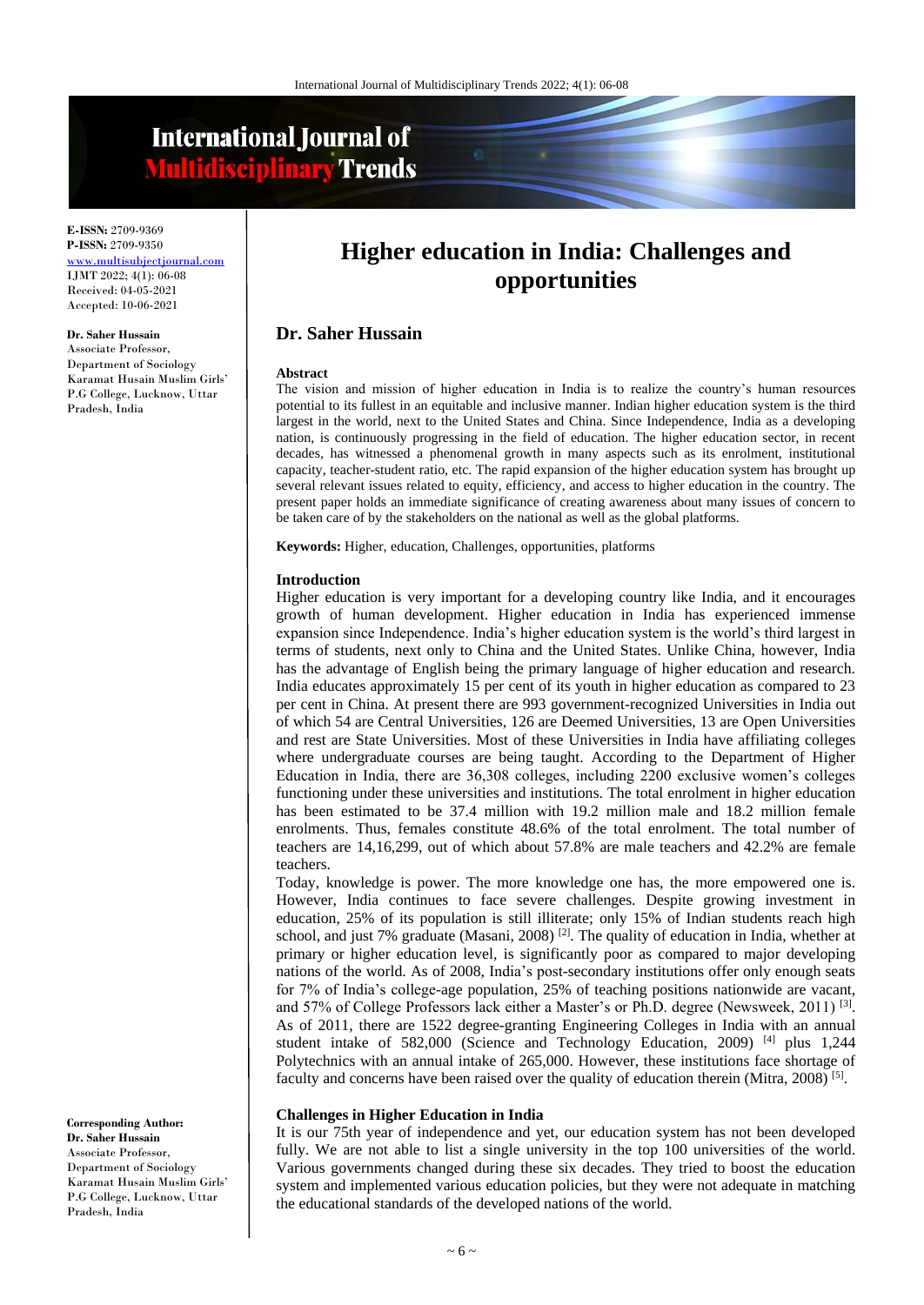# International Journal of Multidisciplinary Trends

**E-ISSN:** 2709-9369
**P-ISSN:** 2709-9350
www.multisubjectjournal.com
IJMT 2022; 4(1): 06-08
Received: 04-05-2021
Accepted: 10-06-2021

**Dr. Saher Hussain**
Associate Professor, Department of Sociology Karamat Husain Muslim Girls' P.G College, Lucknow, Uttar Pradesh, India

**Corresponding Author:**
**Dr. Saher Hussain**
Associate Professor, Department of Sociology Karamat Husain Muslim Girls' P.G College, Lucknow, Uttar Pradesh, India

# Higher education in India: Challenges and opportunities

## Dr. Saher Hussain

### Abstract

The vision and mission of higher education in India is to realize the country's human resources potential to its fullest in an equitable and inclusive manner. Indian higher education system is the third largest in the world, next to the United States and China. Since Independence, India as a developing nation, is continuously progressing in the field of education. The higher education sector, in recent decades, has witnessed a phenomenal growth in many aspects such as its enrolment, institutional capacity, teacher-student ratio, etc. The rapid expansion of the higher education system has brought up several relevant issues related to equity, efficiency, and access to higher education in the country. The present paper holds an immediate significance of creating awareness about many issues of concern to be taken care of by the stakeholders on the national as well as the global platforms.

**Keywords:** Higher, education, Challenges, opportunities, platforms

### Introduction

Higher education is very important for a developing country like India, and it encourages growth of human development. Higher education in India has experienced immense expansion since Independence. India's higher education system is the world's third largest in terms of students, next only to China and the United States. Unlike China, however, India has the advantage of English being the primary language of higher education and research. India educates approximately 15 per cent of its youth in higher education as compared to 23 per cent in China. At present there are 993 government-recognized Universities in India out of which 54 are Central Universities, 126 are Deemed Universities, 13 are Open Universities and rest are State Universities. Most of these Universities in India have affiliating colleges where undergraduate courses are being taught. According to the Department of Higher Education in India, there are 36,308 colleges, including 2200 exclusive women's colleges functioning under these universities and institutions. The total enrolment in higher education has been estimated to be 37.4 million with 19.2 million male and 18.2 million female enrolments. Thus, females constitute 48.6% of the total enrolment. The total number of teachers are 14,16,299, out of which about 57.8% are male teachers and 42.2% are female teachers.

Today, knowledge is power. The more knowledge one has, the more empowered one is. However, India continues to face severe challenges. Despite growing investment in education, 25% of its population is still illiterate; only 15% of Indian students reach high school, and just 7% graduate (Masani, 2008) [2]. The quality of education in India, whether at primary or higher education level, is significantly poor as compared to major developing nations of the world. As of 2008, India's post-secondary institutions offer only enough seats for 7% of India's college-age population, 25% of teaching positions nationwide are vacant, and 57% of College Professors lack either a Master's or Ph.D. degree (Newsweek, 2011) [3]. As of 2011, there are 1522 degree-granting Engineering Colleges in India with an annual student intake of 582,000 (Science and Technology Education, 2009) [4] plus 1,244 Polytechnics with an annual intake of 265,000. However, these institutions face shortage of faculty and concerns have been raised over the quality of education therein (Mitra, 2008) [5].

### Challenges in Higher Education in India

It is our 75th year of independence and yet, our education system has not been developed fully. We are not able to list a single university in the top 100 universities of the world. Various governments changed during these six decades. They tried to boost the education system and implemented various education policies, but they were not adequate in matching the educational standards of the developed nations of the world.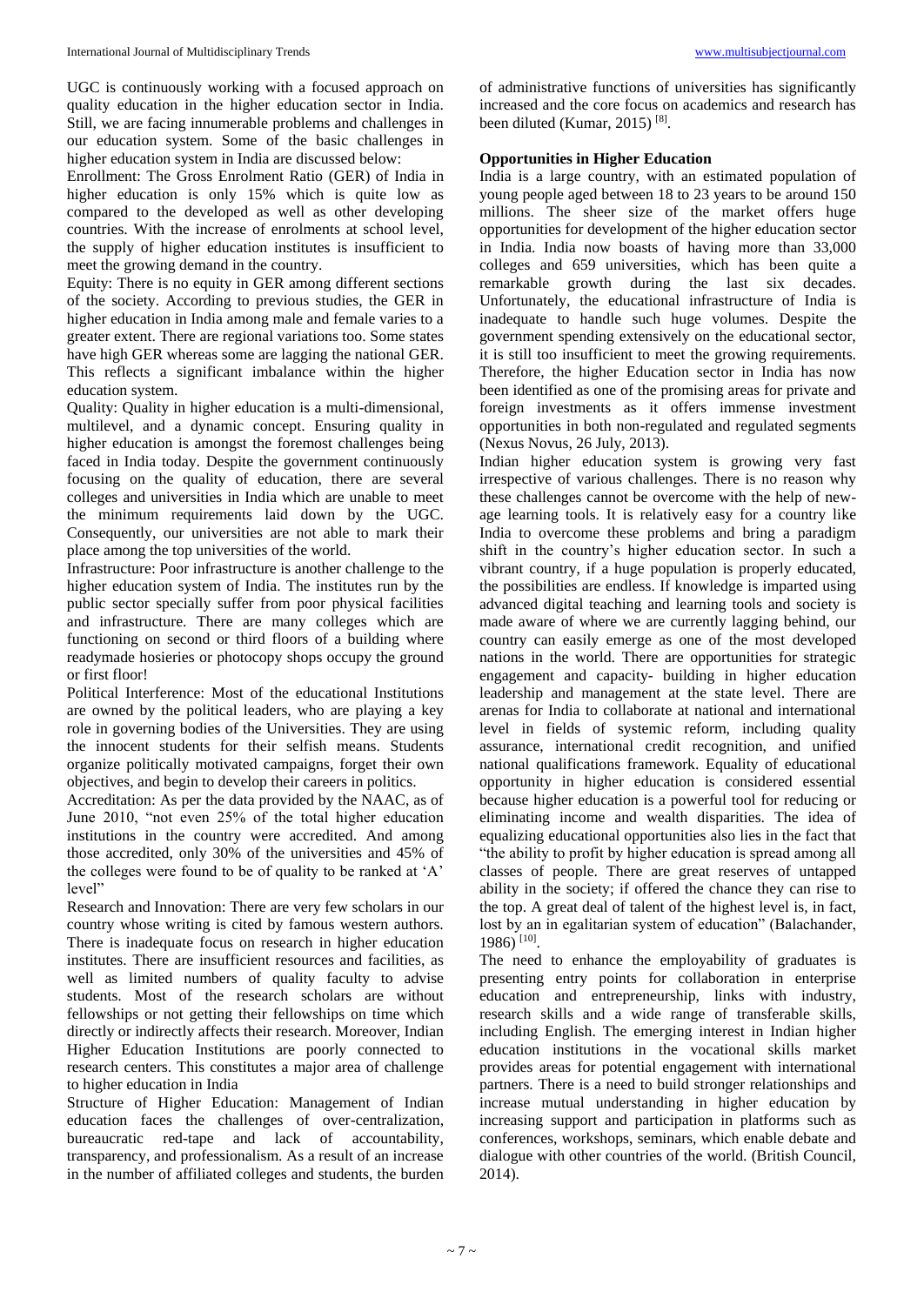UGC is continuously working with a focused approach on quality education in the higher education sector in India. Still, we are facing innumerable problems and challenges in our education system. Some of the basic challenges in higher education system in India are discussed below:

Enrollment: The Gross Enrolment Ratio (GER) of India in higher education is only 15% which is quite low as compared to the developed as well as other developing countries. With the increase of enrolments at school level, the supply of higher education institutes is insufficient to meet the growing demand in the country.

Equity: There is no equity in GER among different sections of the society. According to previous studies, the GER in higher education in India among male and female varies to a greater extent. There are regional variations too. Some states have high GER whereas some are lagging the national GER. This reflects a significant imbalance within the higher education system.

Quality: Quality in higher education is a multi-dimensional, multilevel, and a dynamic concept. Ensuring quality in higher education is amongst the foremost challenges being faced in India today. Despite the government continuously focusing on the quality of education, there are several colleges and universities in India which are unable to meet the minimum requirements laid down by the UGC. Consequently, our universities are not able to mark their place among the top universities of the world.

Infrastructure: Poor infrastructure is another challenge to the higher education system of India. The institutes run by the public sector specially suffer from poor physical facilities and infrastructure. There are many colleges which are functioning on second or third floors of a building where readymade hosieries or photocopy shops occupy the ground or first floor!

Political Interference: Most of the educational Institutions are owned by the political leaders, who are playing a key role in governing bodies of the Universities. They are using the innocent students for their selfish means. Students organize politically motivated campaigns, forget their own objectives, and begin to develop their careers in politics.

Accreditation: As per the data provided by the NAAC, as of June 2010, "not even 25% of the total higher education institutions in the country were accredited. And among those accredited, only 30% of the universities and 45% of the colleges were found to be of quality to be ranked at 'A' level"

Research and Innovation: There are very few scholars in our country whose writing is cited by famous western authors. There is inadequate focus on research in higher education institutes. There are insufficient resources and facilities, as well as limited numbers of quality faculty to advise students. Most of the research scholars are without fellowships or not getting their fellowships on time which directly or indirectly affects their research. Moreover, Indian Higher Education Institutions are poorly connected to research centers. This constitutes a major area of challenge to higher education in India

Structure of Higher Education: Management of Indian education faces the challenges of over-centralization, bureaucratic red-tape and lack of accountability, transparency, and professionalism. As a result of an increase in the number of affiliated colleges and students, the burden of administrative functions of universities has significantly increased and the core focus on academics and research has been diluted (Kumar, 2015) [8].

### Opportunities in Higher Education

India is a large country, with an estimated population of young people aged between 18 to 23 years to be around 150 millions. The sheer size of the market offers huge opportunities for development of the higher education sector in India. India now boasts of having more than 33,000 colleges and 659 universities, which has been quite a remarkable growth during the last six decades. Unfortunately, the educational infrastructure of India is inadequate to handle such huge volumes. Despite the government spending extensively on the educational sector, it is still too insufficient to meet the growing requirements. Therefore, the higher Education sector in India has now been identified as one of the promising areas for private and foreign investments as it offers immense investment opportunities in both non-regulated and regulated segments (Nexus Novus, 26 July, 2013).

Indian higher education system is growing very fast irrespective of various challenges. There is no reason why these challenges cannot be overcome with the help of new-age learning tools. It is relatively easy for a country like India to overcome these problems and bring a paradigm shift in the country's higher education sector. In such a vibrant country, if a huge population is properly educated, the possibilities are endless. If knowledge is imparted using advanced digital teaching and learning tools and society is made aware of where we are currently lagging behind, our country can easily emerge as one of the most developed nations in the world. There are opportunities for strategic engagement and capacity- building in higher education leadership and management at the state level. There are arenas for India to collaborate at national and international level in fields of systemic reform, including quality assurance, international credit recognition, and unified national qualifications framework. Equality of educational opportunity in higher education is considered essential because higher education is a powerful tool for reducing or eliminating income and wealth disparities. The idea of equalizing educational opportunities also lies in the fact that "the ability to profit by higher education is spread among all classes of people. There are great reserves of untapped ability in the society; if offered the chance they can rise to the top. A great deal of talent of the highest level is, in fact, lost by an in egalitarian system of education" (Balachander, 1986) [10].

The need to enhance the employability of graduates is presenting entry points for collaboration in enterprise education and entrepreneurship, links with industry, research skills and a wide range of transferable skills, including English. The emerging interest in Indian higher education institutions in the vocational skills market provides areas for potential engagement with international partners. There is a need to build stronger relationships and increase mutual understanding in higher education by increasing support and participation in platforms such as conferences, workshops, seminars, which enable debate and dialogue with other countries of the world. (British Council, 2014).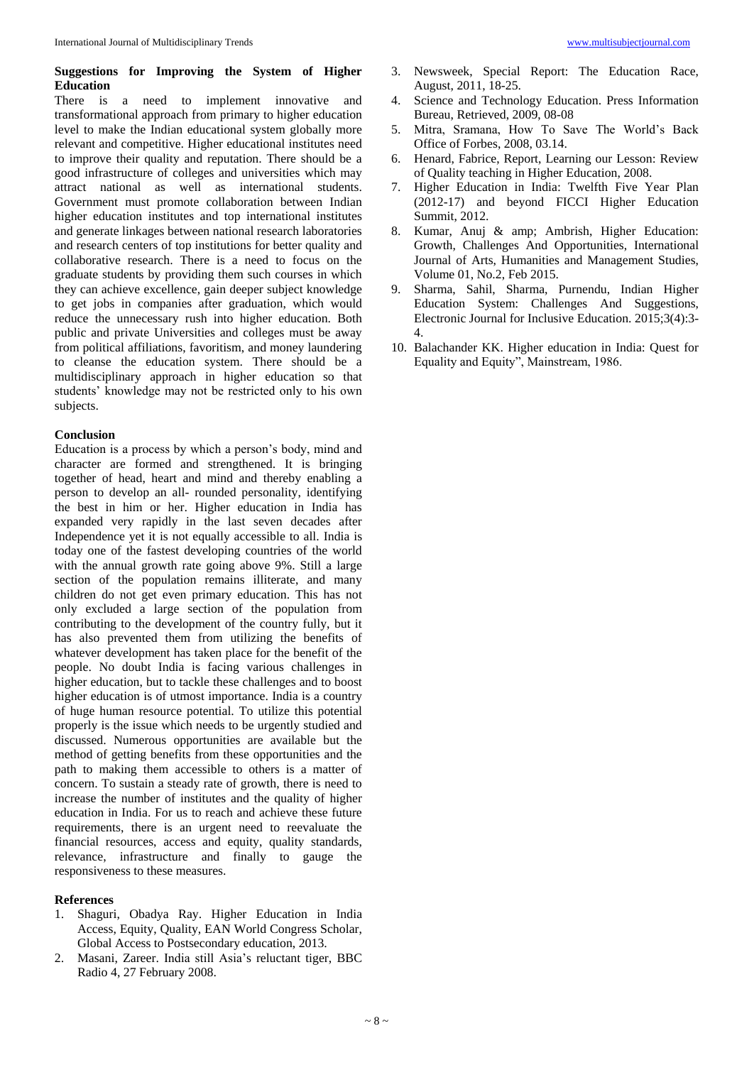## Suggestions for Improving the System of Higher Education

There is a need to implement innovative and transformational approach from primary to higher education level to make the Indian educational system globally more relevant and competitive. Higher educational institutes need to improve their quality and reputation. There should be a good infrastructure of colleges and universities which may attract national as well as international students. Government must promote collaboration between Indian higher education institutes and top international institutes and generate linkages between national research laboratories and research centers of top institutions for better quality and collaborative research. There is a need to focus on the graduate students by providing them such courses in which they can achieve excellence, gain deeper subject knowledge to get jobs in companies after graduation, which would reduce the unnecessary rush into higher education. Both public and private Universities and colleges must be away from political affiliations, favoritism, and money laundering to cleanse the education system. There should be a multidisciplinary approach in higher education so that students' knowledge may not be restricted only to his own subjects.

## Conclusion

Education is a process by which a person's body, mind and character are formed and strengthened. It is bringing together of head, heart and mind and thereby enabling a person to develop an all- rounded personality, identifying the best in him or her. Higher education in India has expanded very rapidly in the last seven decades after Independence yet it is not equally accessible to all. India is today one of the fastest developing countries of the world with the annual growth rate going above 9%. Still a large section of the population remains illiterate, and many children do not get even primary education. This has not only excluded a large section of the population from contributing to the development of the country fully, but it has also prevented them from utilizing the benefits of whatever development has taken place for the benefit of the people. No doubt India is facing various challenges in higher education, but to tackle these challenges and to boost higher education is of utmost importance. India is a country of huge human resource potential. To utilize this potential properly is the issue which needs to be urgently studied and discussed. Numerous opportunities are available but the method of getting benefits from these opportunities and the path to making them accessible to others is a matter of concern. To sustain a steady rate of growth, there is need to increase the number of institutes and the quality of higher education in India. For us to reach and achieve these future requirements, there is an urgent need to reevaluate the financial resources, access and equity, quality standards, relevance, infrastructure and finally to gauge the responsiveness to these measures.

## References

1. Shaguri, Obadya Ray. Higher Education in India Access, Equity, Quality, EAN World Congress Scholar, Global Access to Postsecondary education, 2013.
2. Masani, Zareer. India still Asia's reluctant tiger, BBC Radio 4, 27 February 2008.
3. Newsweek, Special Report: The Education Race, August, 2011, 18-25.
4. Science and Technology Education. Press Information Bureau, Retrieved, 2009, 08-08
5. Mitra, Sramana, How To Save The World's Back Office of Forbes, 2008, 03.14.
6. Henard, Fabrice, Report, Learning our Lesson: Review of Quality teaching in Higher Education, 2008.
7. Higher Education in India: Twelfth Five Year Plan (2012-17) and beyond FICCI Higher Education Summit, 2012.
8. Kumar, Anuj & amp; Ambrish, Higher Education: Growth, Challenges And Opportunities, International Journal of Arts, Humanities and Management Studies, Volume 01, No.2, Feb 2015.
9. Sharma, Sahil, Sharma, Purnendu, Indian Higher Education System: Challenges And Suggestions, Electronic Journal for Inclusive Education. 2015;3(4):3-4.
10. Balachander KK. Higher education in India: Quest for Equality and Equity", Mainstream, 1986.